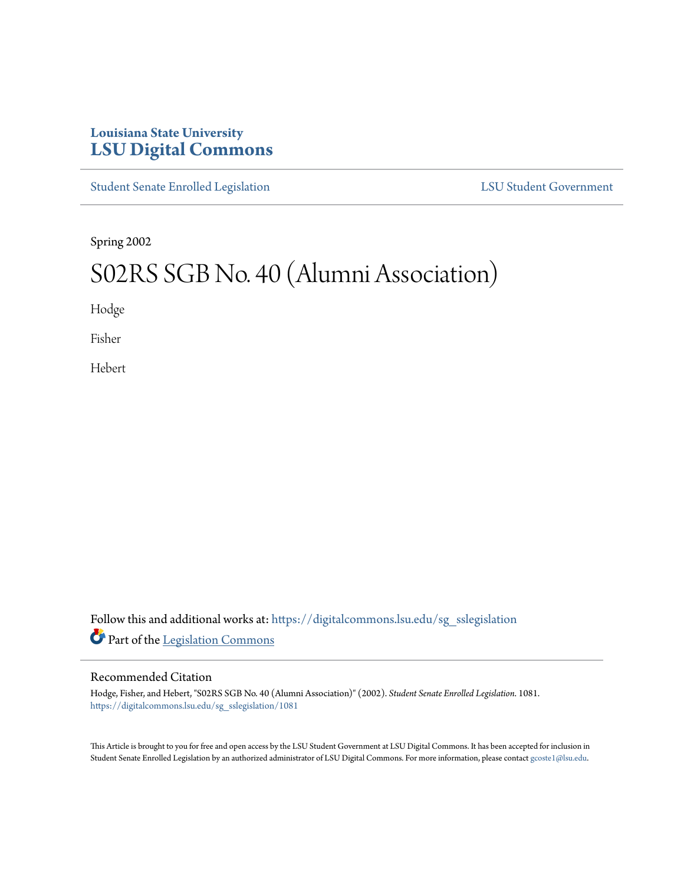Louisiana State University
# LSU Digital Commons

Student Senate Enrolled Legislation | LSU Student Government

Spring 2002

# S02RS SGB No. 40 (Alumni Association)

Hodge

Fisher

Hebert

Follow this and additional works at: https://digitalcommons.lsu.edu/sg_sslegislation

Part of the Legislation Commons

## Recommended Citation

Hodge, Fisher, and Hebert, "S02RS SGB No. 40 (Alumni Association)" (2002). *Student Senate Enrolled Legislation*. 1081.
https://digitalcommons.lsu.edu/sg_sslegislation/1081

This Article is brought to you for free and open access by the LSU Student Government at LSU Digital Commons. It has been accepted for inclusion in Student Senate Enrolled Legislation by an authorized administrator of LSU Digital Commons. For more information, please contact gcoste1@lsu.edu.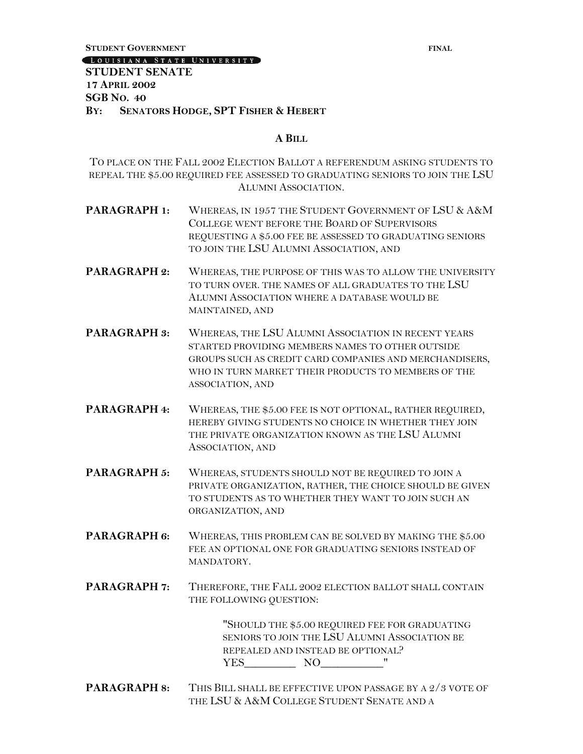**STUDENT GOVERNMENT** **FINAL**

LOUISIANA STATE UNIVERSITY

**STUDENT SENATE**
**17 APRIL 2002**
**SGB NO. 40**
**BY: SENATORS HODGE, SPT FISHER & HEBERT**

**A BILL**

TO PLACE ON THE FALL 2002 ELECTION BALLOT A REFERENDUM ASKING STUDENTS TO REPEAL THE $5.00 REQUIRED FEE ASSESSED TO GRADUATING SENIORS TO JOIN THE LSU ALUMNI ASSOCIATION.

**PARAGRAPH 1:** WHEREAS, IN 1957 THE STUDENT GOVERNMENT OF LSU & A&M COLLEGE WENT BEFORE THE BOARD OF SUPERVISORS REQUESTING A $5.00 FEE BE ASSESSED TO GRADUATING SENIORS TO JOIN THE LSU ALUMNI ASSOCIATION, AND

**PARAGRAPH 2:** WHEREAS, THE PURPOSE OF THIS WAS TO ALLOW THE UNIVERSITY TO TURN OVER. THE NAMES OF ALL GRADUATES TO THE LSU ALUMNI ASSOCIATION WHERE A DATABASE WOULD BE MAINTAINED, AND

**PARAGRAPH 3:** WHEREAS, THE LSU ALUMNI ASSOCIATION IN RECENT YEARS STARTED PROVIDING MEMBERS NAMES TO OTHER OUTSIDE GROUPS SUCH AS CREDIT CARD COMPANIES AND MERCHANDISERS, WHO IN TURN MARKET THEIR PRODUCTS TO MEMBERS OF THE ASSOCIATION, AND

**PARAGRAPH 4:** WHEREAS, THE $5.00 FEE IS NOT OPTIONAL, RATHER REQUIRED, HEREBY GIVING STUDENTS NO CHOICE IN WHETHER THEY JOIN THE PRIVATE ORGANIZATION KNOWN AS THE LSU ALUMNI ASSOCIATION, AND

**PARAGRAPH 5:** WHEREAS, STUDENTS SHOULD NOT BE REQUIRED TO JOIN A PRIVATE ORGANIZATION, RATHER, THE CHOICE SHOULD BE GIVEN TO STUDENTS AS TO WHETHER THEY WANT TO JOIN SUCH AN ORGANIZATION, AND

**PARAGRAPH 6:** WHEREAS, THIS PROBLEM CAN BE SOLVED BY MAKING THE $5.00 FEE AN OPTIONAL ONE FOR GRADUATING SENIORS INSTEAD OF MANDATORY.

**PARAGRAPH 7:** THEREFORE, THE FALL 2002 ELECTION BALLOT SHALL CONTAIN THE FOLLOWING QUESTION:

> "SHOULD THE $5.00 REQUIRED FEE FOR GRADUATING SENIORS TO JOIN THE LSU ALUMNI ASSOCIATION BE REPEALED AND INSTEAD BE OPTIONAL?
> YES_________ NO___________"

**PARAGRAPH 8:** THIS BILL SHALL BE EFFECTIVE UPON PASSAGE BY A 2/3 VOTE OF THE LSU & A&M COLLEGE STUDENT SENATE AND A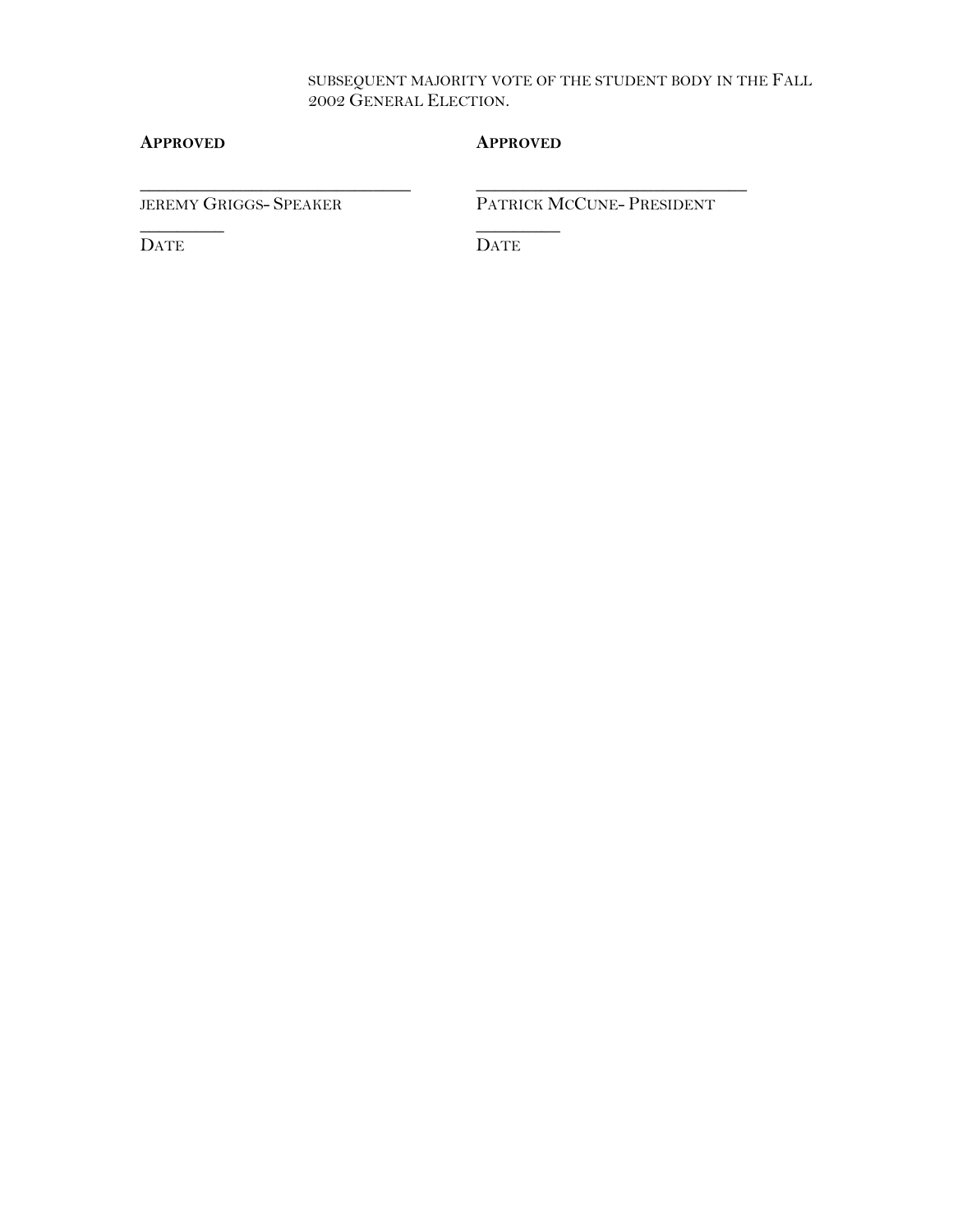SUBSEQUENT MAJORITY VOTE OF THE STUDENT BODY IN THE FALL 2002 GENERAL ELECTION.

**APPROVED**

______________________________
JEREMY GRIGGS- SPEAKER

_________
DATE

**APPROVED**

______________________________
PATRICK MCCUNE- PRESIDENT

_________
DATE